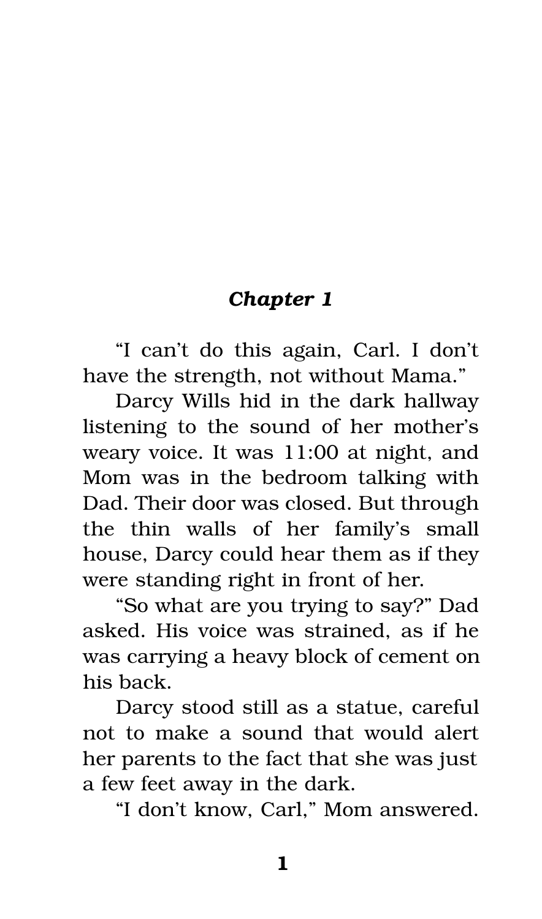## *Chapter 1*

"I can't do this again, Carl. I don't have the strength, not without Mama."

Darcy Wills hid in the dark hallway listening to the sound of her mother's weary voice. It was 11:00 at night, and Mom was in the bedroom talking with Dad. Their door was closed. But through the thin walls of her family's small house, Darcy could hear them as if they were standing right in front of her.

"So what are you trying to say?" Dad asked. His voice was strained, as if he was carrying a heavy block of cement on his back.

Darcy stood still as a statue, careful not to make a sound that would alert her parents to the fact that she was just a few feet away in the dark.

"I don't know, Carl," Mom answered.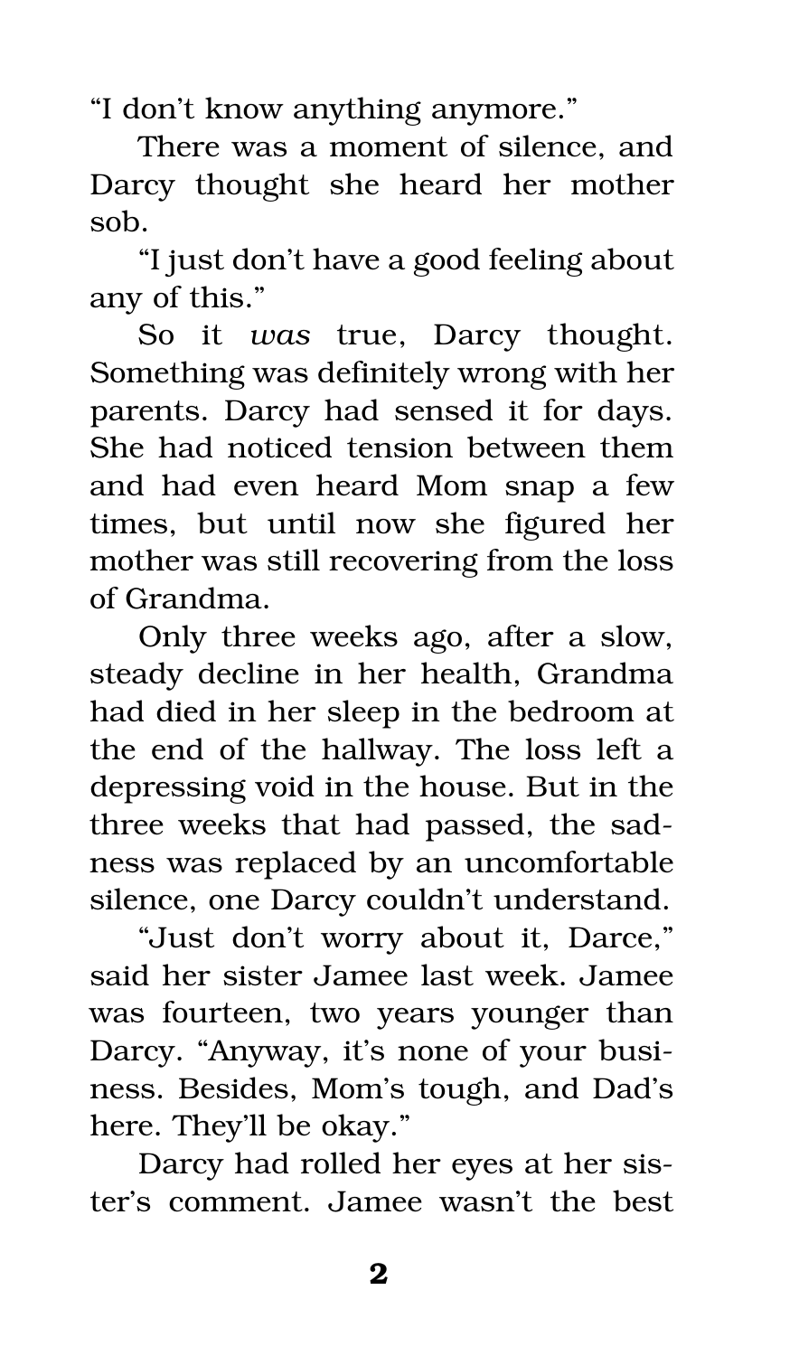"I don't know anything anymore."

There was a moment of silence, and Darcy thought she heard her mother sob.

"I just don't have a good feeling about any of this."

So it *was* true, Darcy thought. Something was definitely wrong with her parents. Darcy had sensed it for days. She had noticed tension between them and had even heard Mom snap a few times, but until now she figured her mother was still recovering from the loss of Grandma.

Only three weeks ago, after a slow, steady decline in her health, Grandma had died in her sleep in the bedroom at the end of the hallway. The loss left a depressing void in the house. But in the three weeks that had passed, the sadness was replaced by an uncomfortable silence, one Darcy couldn't understand.

"Just don't worry about it, Darce," said her sister Jamee last week. Jamee was fourteen, two years younger than Darcy. "Anyway, it's none of your business. Besides, Mom's tough, and Dad's here. They'll be okay."

Darcy had rolled her eyes at her sister's comment. Jamee wasn't the best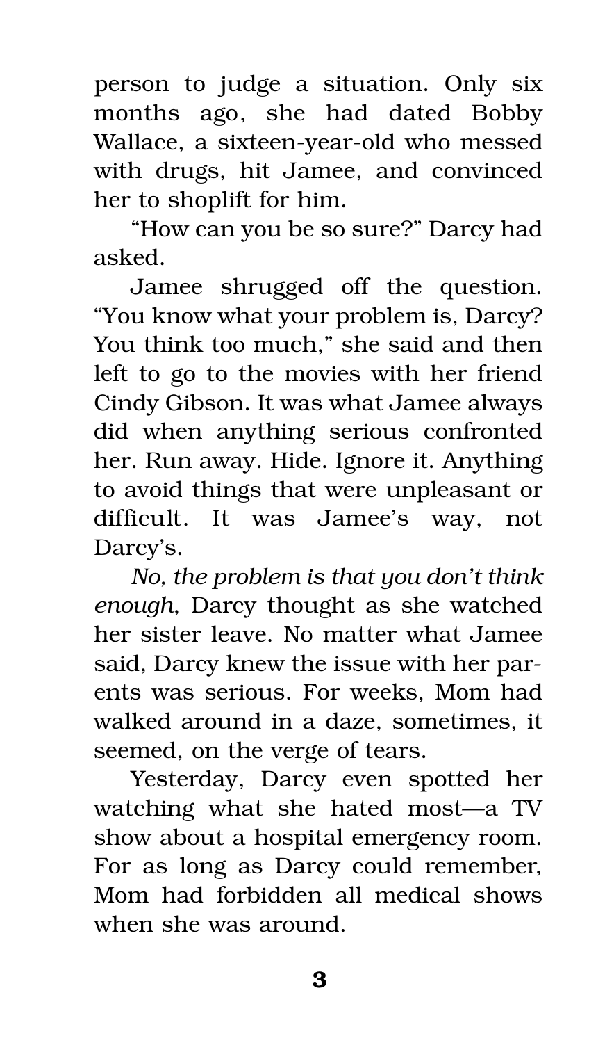person to judge a situation. Only six months ago, she had dated Bobby Wallace, a sixteen-year-old who messed with drugs, hit Jamee, and convinced her to shoplift for him.

"How can you be so sure?" Darcy had asked.

Jamee shrugged off the question. "You know what your problem is, Darcy? You think too much," she said and then left to go to the movies with her friend Cindy Gibson. It was what Jamee always did when anything serious confronted her. Run away. Hide. Ignore it. Anything to avoid things that were unpleasant or difficult. It was Jamee's way, not Darcy's.

*No, the problem is that you don't think enough*, Darcy thought as she watched her sister leave. No matter what Jamee said, Darcy knew the issue with her parents was serious. For weeks, Mom had walked around in a daze, sometimes, it seemed, on the verge of tears.

Yesterday, Darcy even spotted her watching what she hated most—a TV show about a hospital emergency room. For as long as Darcy could remember, Mom had forbidden all medical shows when she was around.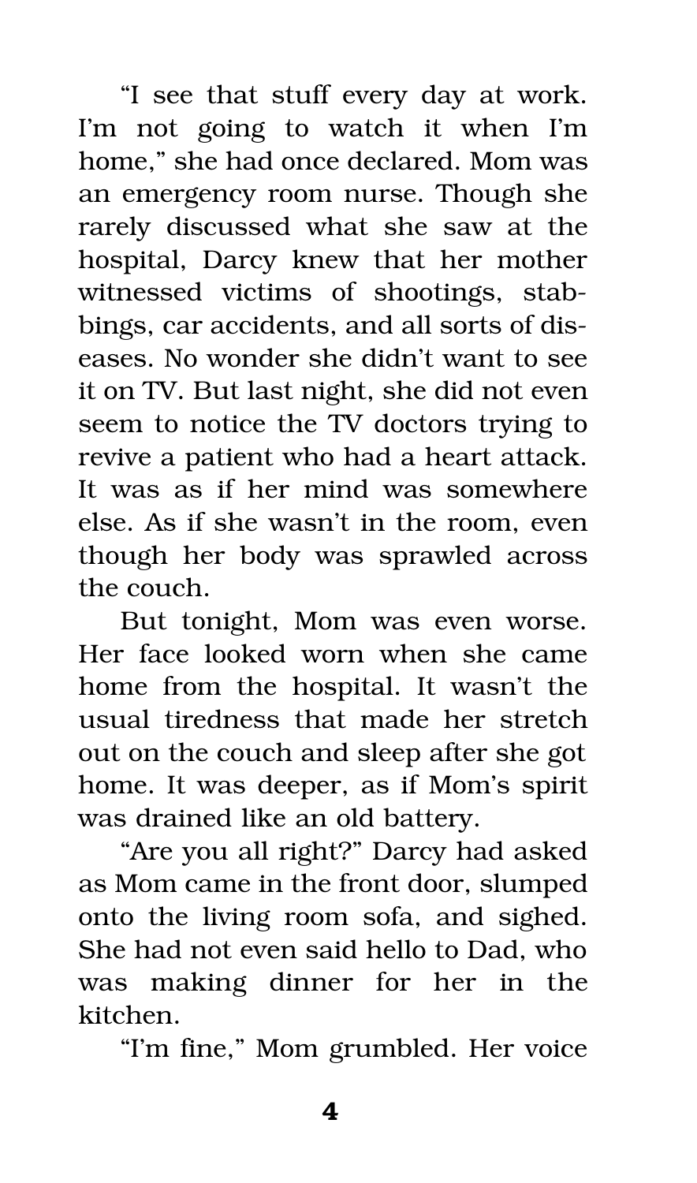"I see that stuff every day at work. I'm not going to watch it when I'm home," she had once declared. Mom was an emergency room nurse. Though she rarely discussed what she saw at the hospital, Darcy knew that her mother witnessed victims of shootings, stabbings, car accidents, and all sorts of diseases. No wonder she didn't want to see it on TV. But last night, she did not even seem to notice the TV doctors trying to revive a patient who had a heart attack. It was as if her mind was somewhere else. As if she wasn't in the room, even though her body was sprawled across the couch.

But tonight, Mom was even worse. Her face looked worn when she came home from the hospital. It wasn't the usual tiredness that made her stretch out on the couch and sleep after she got home. It was deeper, as if Mom's spirit was drained like an old battery.

"Are you all right?" Darcy had asked as Mom came in the front door, slumped onto the living room sofa, and sighed. She had not even said hello to Dad, who was making dinner for her in the kitchen.

"I'm fine," Mom grumbled. Her voice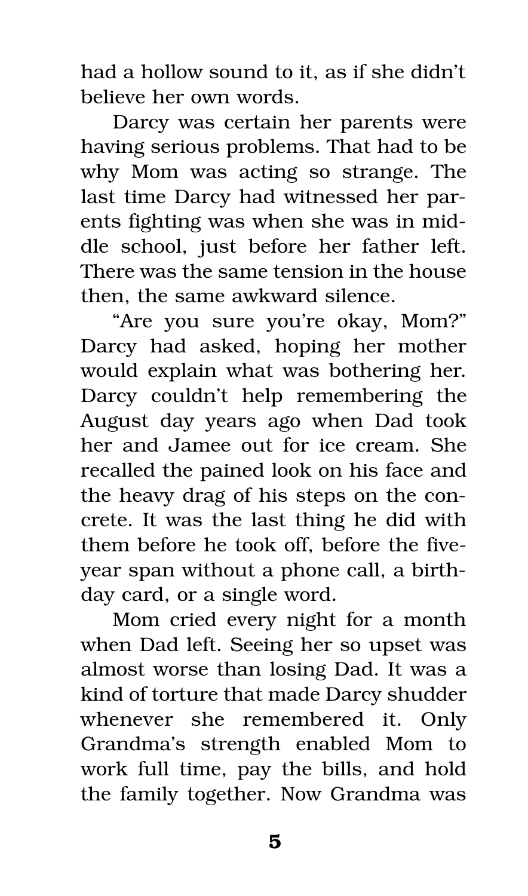had a hollow sound to it, as if she didn't believe her own words.

Darcy was certain her parents were having serious problems. That had to be why Mom was acting so strange. The last time Darcy had witnessed her parents fighting was when she was in middle school, just before her father left. There was the same tension in the house then, the same awkward silence.

"Are you sure you're okay, Mom?" Darcy had asked, hoping her mother would explain what was bothering her. Darcy couldn't help remembering the August day years ago when Dad took her and Jamee out for ice cream. She recalled the pained look on his face and the heavy drag of his steps on the concrete. It was the last thing he did with them before he took off, before the five-year span without a phone call, a birthday card, or a single word.

Mom cried every night for a month when Dad left. Seeing her so upset was almost worse than losing Dad. It was a kind of torture that made Darcy shudder whenever she remembered it. Only Grandma's strength enabled Mom to work full time, pay the bills, and hold the family together. Now Grandma was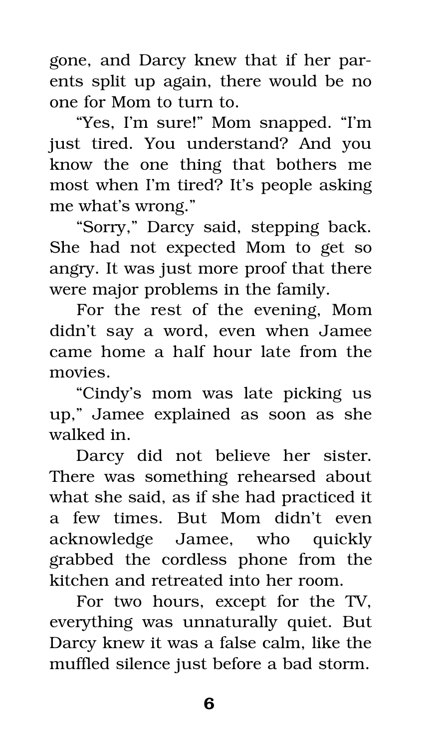gone, and Darcy knew that if her parents split up again, there would be no one for Mom to turn to.

"Yes, I'm sure!" Mom snapped. "I'm just tired. You understand? And you know the one thing that bothers me most when I'm tired? It's people asking me what's wrong."

"Sorry," Darcy said, stepping back. She had not expected Mom to get so angry. It was just more proof that there were major problems in the family.

For the rest of the evening, Mom didn't say a word, even when Jamee came home a half hour late from the movies.

"Cindy's mom was late picking us up," Jamee explained as soon as she walked in.

Darcy did not believe her sister. There was something rehearsed about what she said, as if she had practiced it a few times. But Mom didn't even acknowledge Jamee, who quickly grabbed the cordless phone from the kitchen and retreated into her room.

For two hours, except for the TV, everything was unnaturally quiet. But Darcy knew it was a false calm, like the muffled silence just before a bad storm.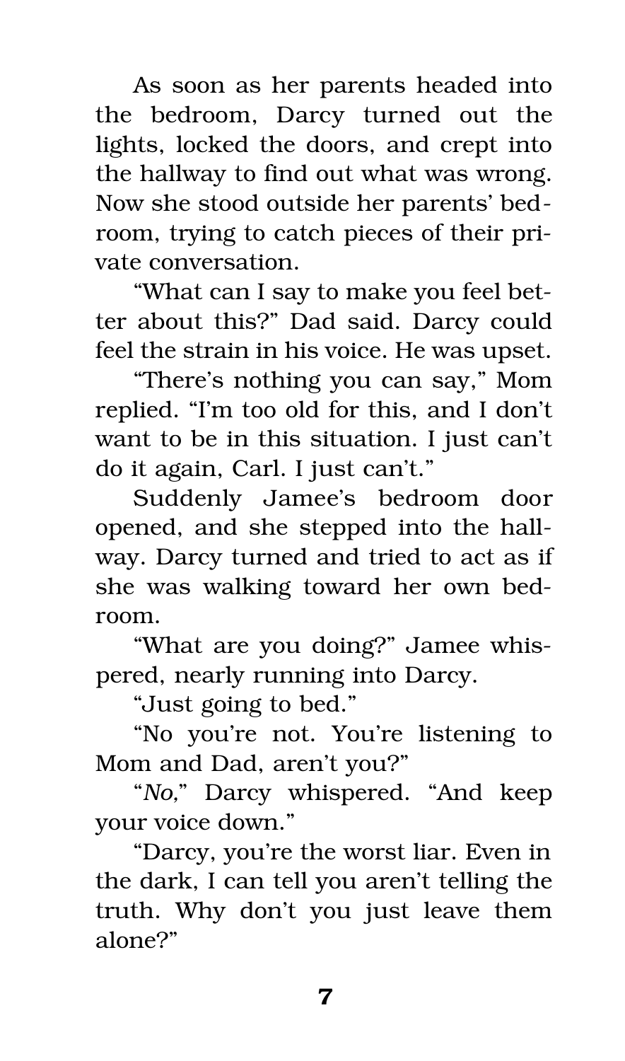As soon as her parents headed into the bedroom, Darcy turned out the lights, locked the doors, and crept into the hallway to find out what was wrong. Now she stood outside her parents' bedroom, trying to catch pieces of their private conversation.

"What can I say to make you feel better about this?" Dad said. Darcy could feel the strain in his voice. He was upset.

"There's nothing you can say," Mom replied. "I'm too old for this, and I don't want to be in this situation. I just can't do it again, Carl. I just can't."

Suddenly Jamee's bedroom door opened, and she stepped into the hallway. Darcy turned and tried to act as if she was walking toward her own bedroom.

"What are you doing?" Jamee whispered, nearly running into Darcy.

"Just going to bed."

"No you're not. You're listening to Mom and Dad, aren't you?"

"*No,*" Darcy whispered. "And keep your voice down."

"Darcy, you're the worst liar. Even in the dark, I can tell you aren't telling the truth. Why don't you just leave them alone?"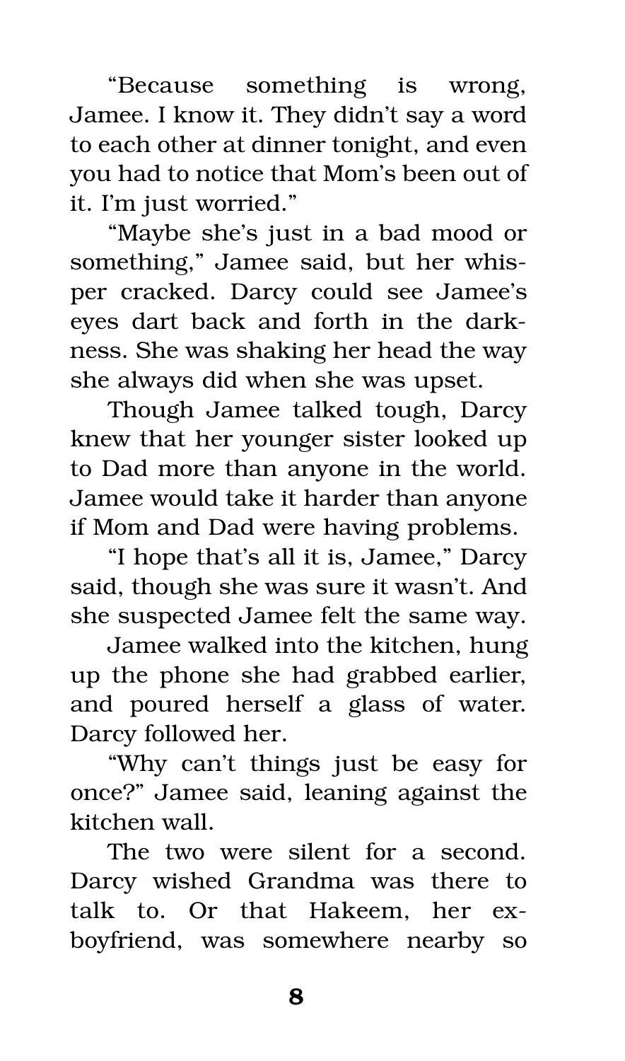"Because something is wrong, Jamee. I know it. They didn't say a word to each other at dinner tonight, and even you had to notice that Mom's been out of it. I'm just worried."

"Maybe she's just in a bad mood or something," Jamee said, but her whisper cracked. Darcy could see Jamee's eyes dart back and forth in the darkness. She was shaking her head the way she always did when she was upset.

Though Jamee talked tough, Darcy knew that her younger sister looked up to Dad more than anyone in the world. Jamee would take it harder than anyone if Mom and Dad were having problems.

"I hope that's all it is, Jamee," Darcy said, though she was sure it wasn't. And she suspected Jamee felt the same way.

Jamee walked into the kitchen, hung up the phone she had grabbed earlier, and poured herself a glass of water. Darcy followed her.

"Why can't things just be easy for once?" Jamee said, leaning against the kitchen wall.

The two were silent for a second. Darcy wished Grandma was there to talk to. Or that Hakeem, her ex-boyfriend, was somewhere nearby so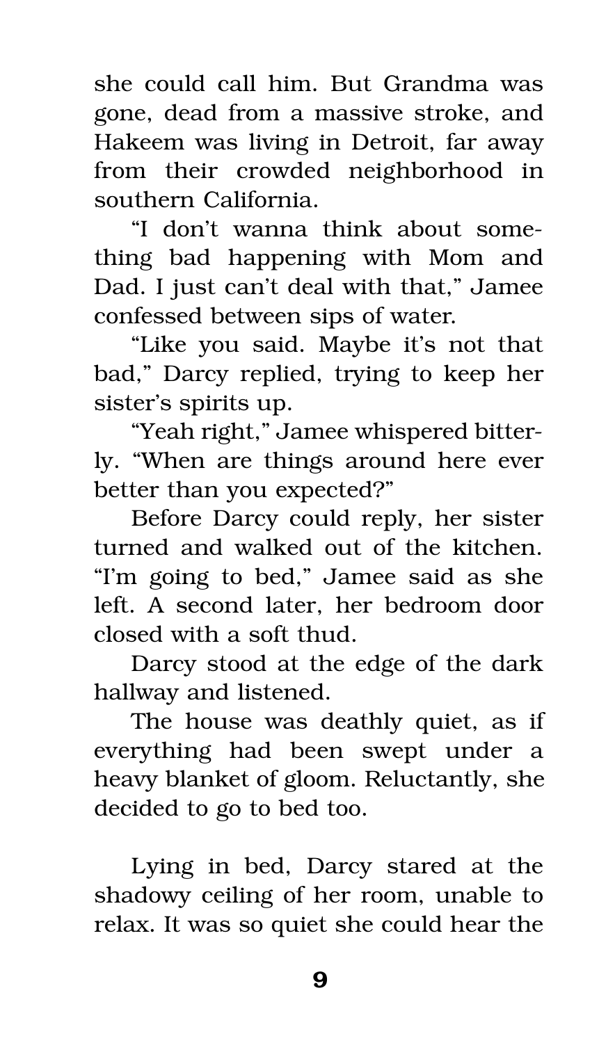she could call him. But Grandma was gone, dead from a massive stroke, and Hakeem was living in Detroit, far away from their crowded neighborhood in southern California.

"I don't wanna think about something bad happening with Mom and Dad. I just can't deal with that," Jamee confessed between sips of water.

"Like you said. Maybe it's not that bad," Darcy replied, trying to keep her sister's spirits up.

"Yeah right," Jamee whispered bitterly. "When are things around here ever better than you expected?"

Before Darcy could reply, her sister turned and walked out of the kitchen. "I'm going to bed," Jamee said as she left. A second later, her bedroom door closed with a soft thud.

Darcy stood at the edge of the dark hallway and listened.

The house was deathly quiet, as if everything had been swept under a heavy blanket of gloom. Reluctantly, she decided to go to bed too.

Lying in bed, Darcy stared at the shadowy ceiling of her room, unable to relax. It was so quiet she could hear the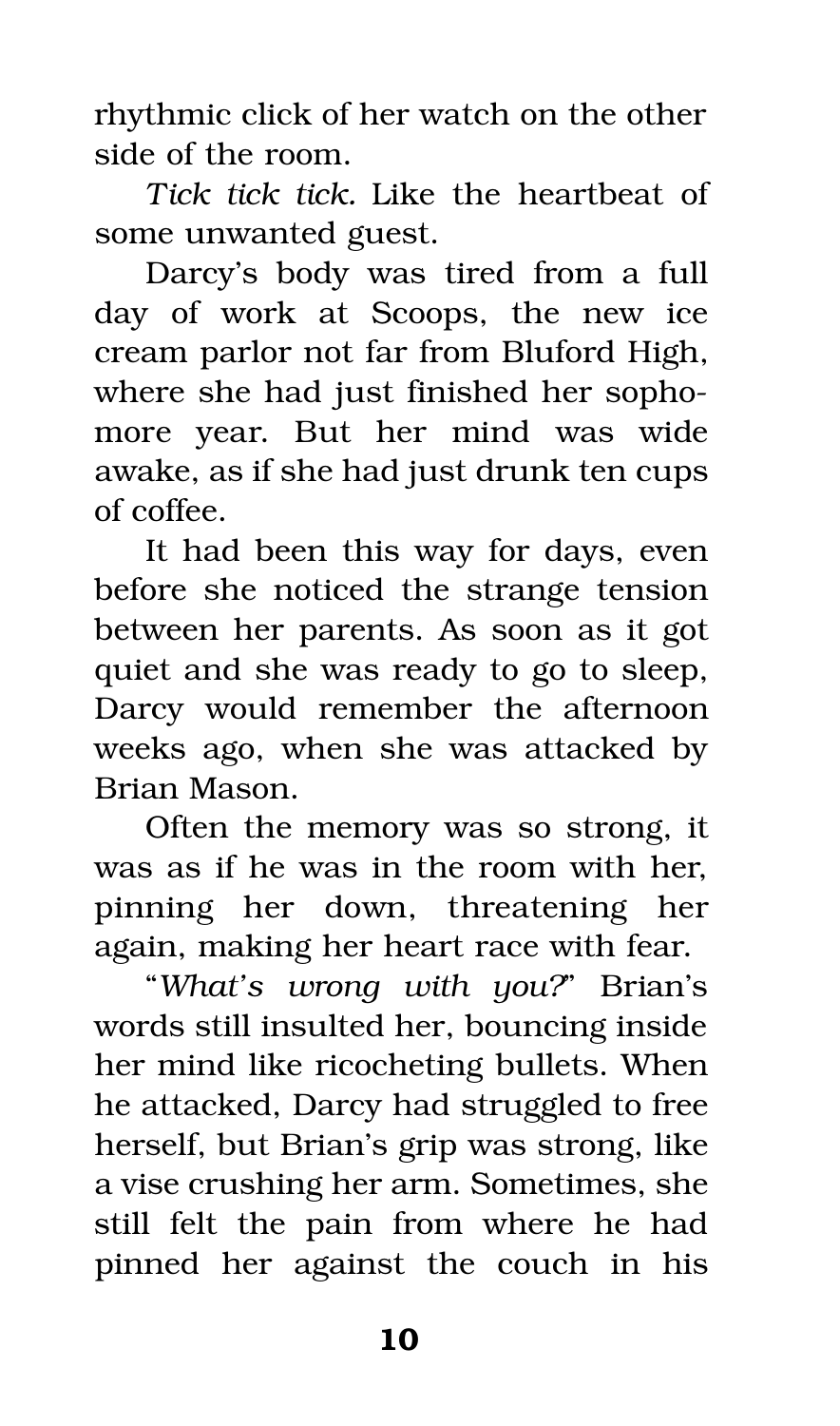rhythmic click of her watch on the other side of the room.

*Tick tick tick.* Like the heartbeat of some unwanted guest.

Darcy's body was tired from a full day of work at Scoops, the new ice cream parlor not far from Bluford High, where she had just finished her sophomore year. But her mind was wide awake, as if she had just drunk ten cups of coffee.

It had been this way for days, even before she noticed the strange tension between her parents. As soon as it got quiet and she was ready to go to sleep, Darcy would remember the afternoon weeks ago, when she was attacked by Brian Mason.

Often the memory was so strong, it was as if he was in the room with her, pinning her down, threatening her again, making her heart race with fear.

"*What's wrong with you?*" Brian's words still insulted her, bouncing inside her mind like ricocheting bullets. When he attacked, Darcy had struggled to free herself, but Brian's grip was strong, like a vise crushing her arm. Sometimes, she still felt the pain from where he had pinned her against the couch in his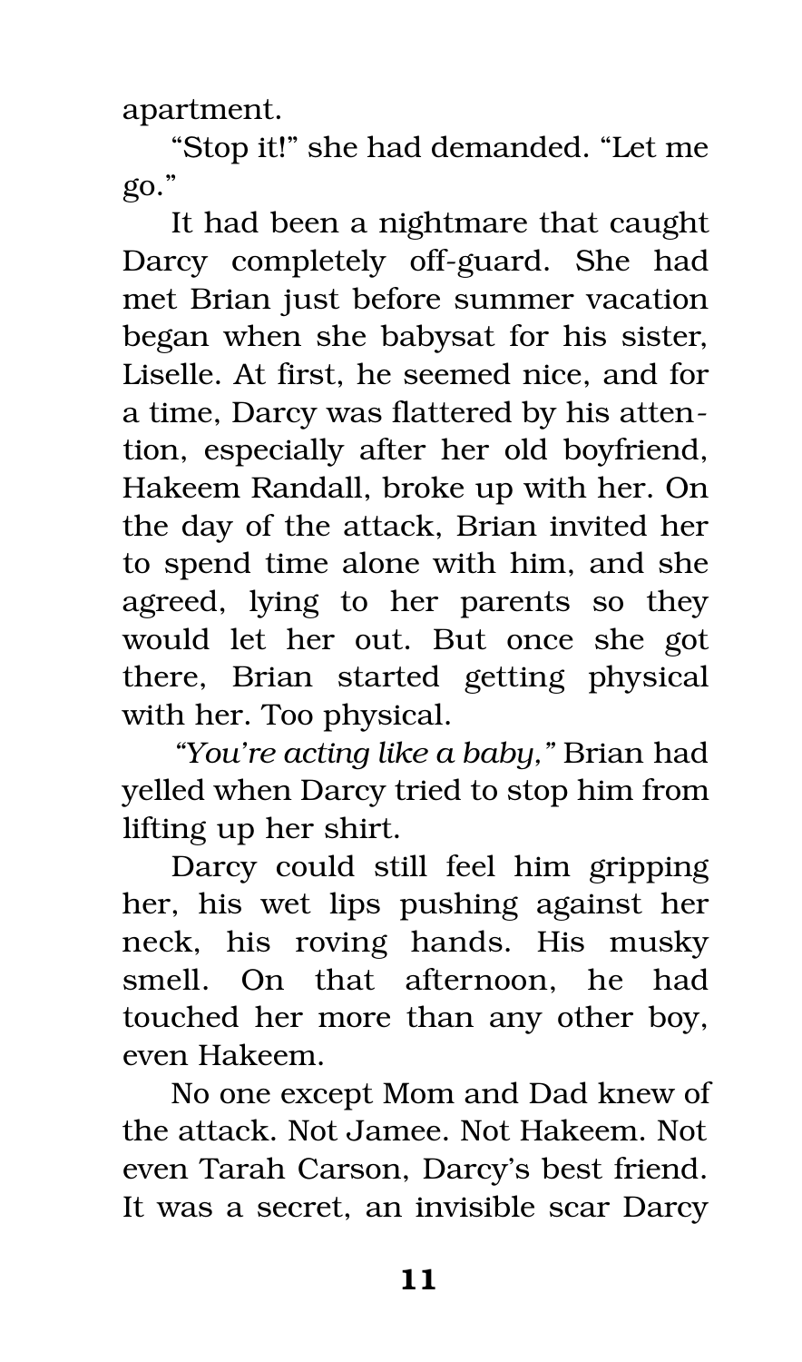apartment.

"Stop it!" she had demanded. "Let me go."

It had been a nightmare that caught Darcy completely off-guard. She had met Brian just before summer vacation began when she babysat for his sister, Liselle. At first, he seemed nice, and for a time, Darcy was flattered by his attention, especially after her old boyfriend, Hakeem Randall, broke up with her. On the day of the attack, Brian invited her to spend time alone with him, and she agreed, lying to her parents so they would let her out. But once she got there, Brian started getting physical with her. Too physical.

*"You're acting like a baby,"* Brian had yelled when Darcy tried to stop him from lifting up her shirt.

Darcy could still feel him gripping her, his wet lips pushing against her neck, his roving hands. His musky smell. On that afternoon, he had touched her more than any other boy, even Hakeem.

No one except Mom and Dad knew of the attack. Not Jamee. Not Hakeem. Not even Tarah Carson, Darcy's best friend. It was a secret, an invisible scar Darcy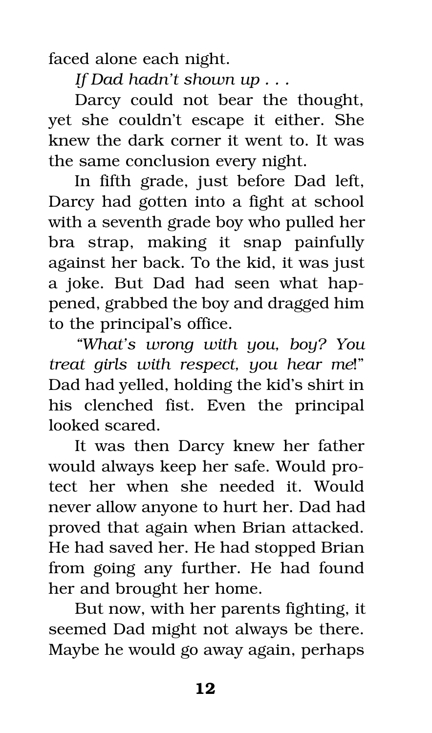faced alone each night.

*If Dad hadn't shown up . . .*

Darcy could not bear the thought, yet she couldn't escape it either. She knew the dark corner it went to. It was the same conclusion every night.

In fifth grade, just before Dad left, Darcy had gotten into a fight at school with a seventh grade boy who pulled her bra strap, making it snap painfully against her back. To the kid, it was just a joke. But Dad had seen what happened, grabbed the boy and dragged him to the principal's office.

*"What's wrong with you, boy? You treat girls with respect, you hear me*!" Dad had yelled, holding the kid's shirt in his clenched fist. Even the principal looked scared.

It was then Darcy knew her father would always keep her safe. Would protect her when she needed it. Would never allow anyone to hurt her. Dad had proved that again when Brian attacked. He had saved her. He had stopped Brian from going any further. He had found her and brought her home.

But now, with her parents fighting, it seemed Dad might not always be there. Maybe he would go away again, perhaps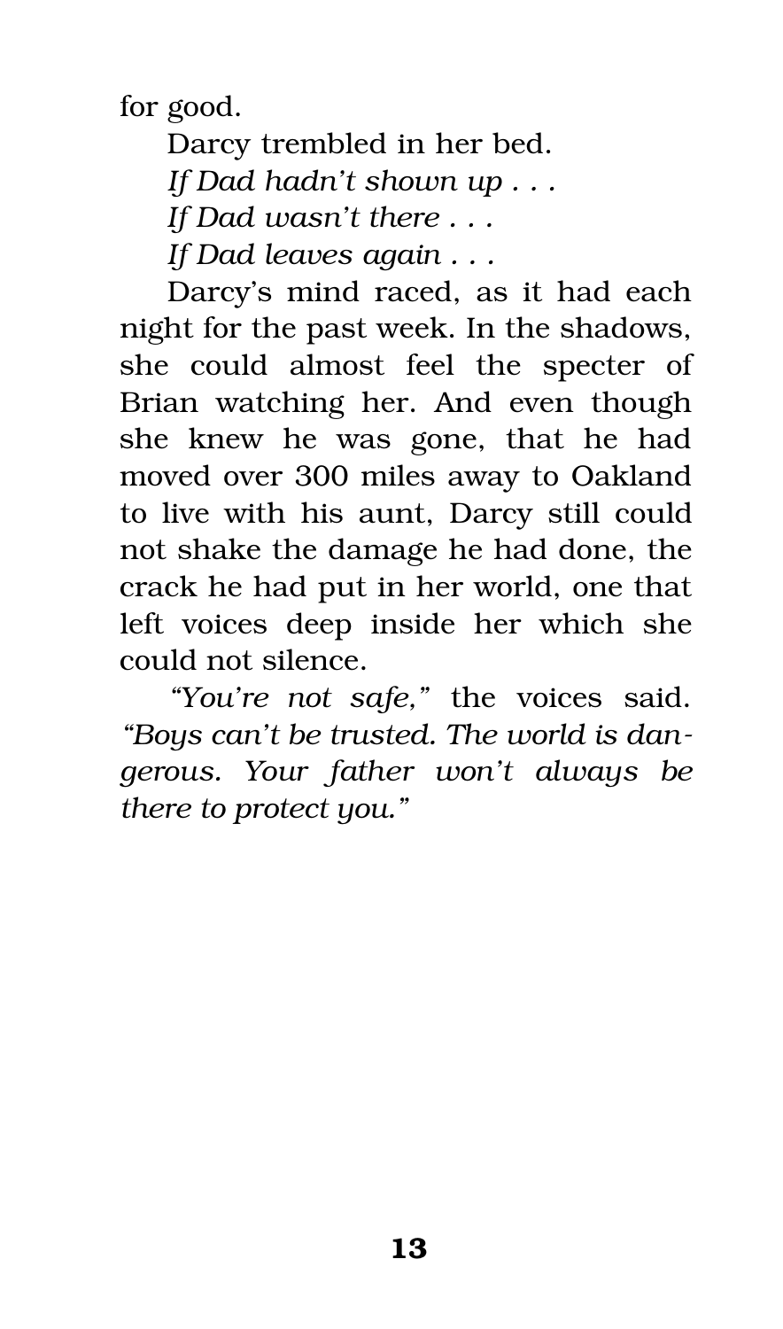for good.

Darcy trembled in her bed.

*If Dad hadn't shown up . . .*

*If Dad wasn't there . . .*

*If Dad leaves again . . .*

Darcy's mind raced, as it had each night for the past week. In the shadows, she could almost feel the specter of Brian watching her. And even though she knew he was gone, that he had moved over 300 miles away to Oakland to live with his aunt, Darcy still could not shake the damage he had done, the crack he had put in her world, one that left voices deep inside her which she could not silence.

*"You're not safe,"* the voices said. *"Boys can't be trusted. The world is dangerous. Your father won't always be there to protect you."*